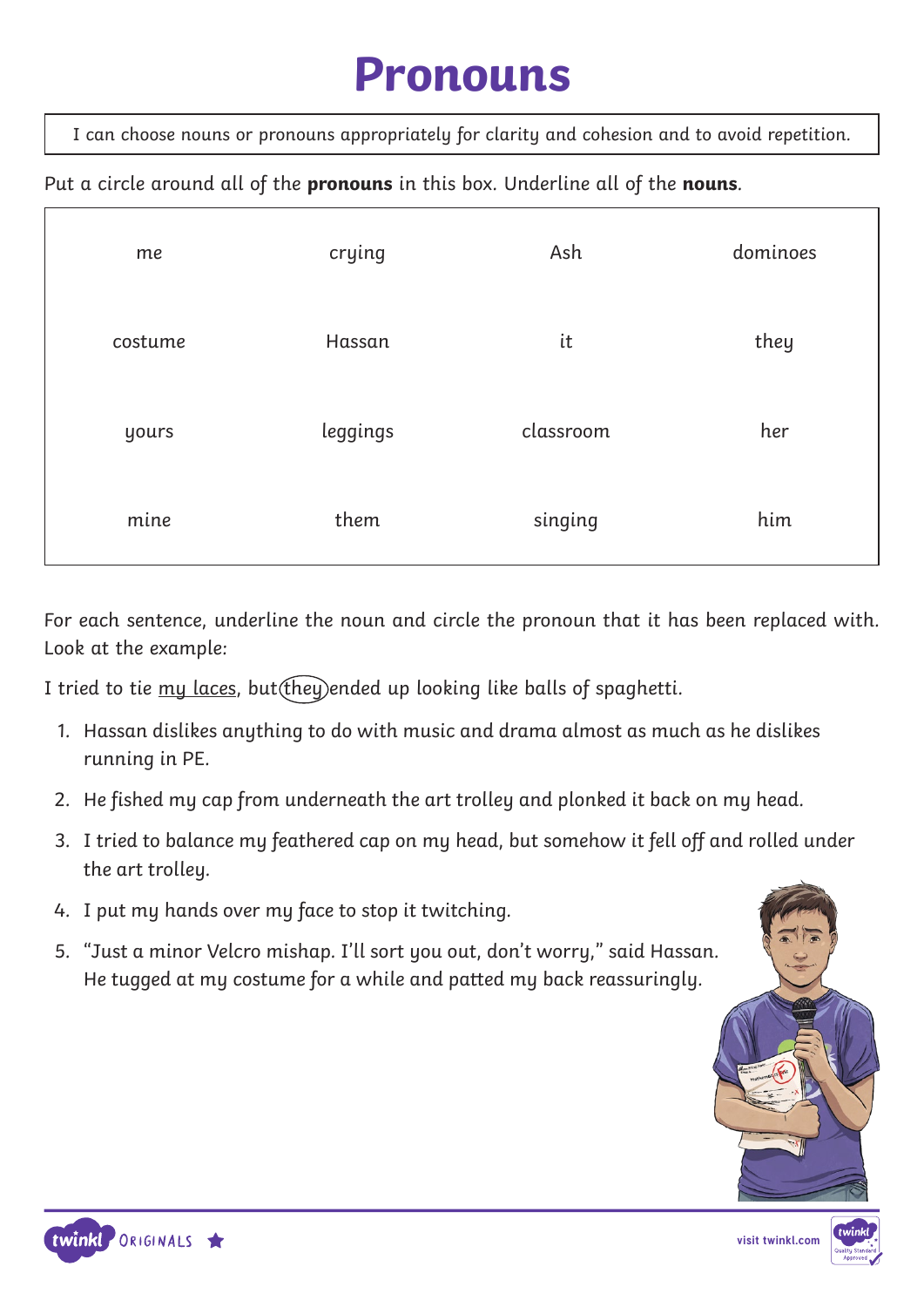# Pronouns

I can choose nouns or pronouns appropriately for clarity and cohesion and to avoid repetition.

Put a circle around all of the **pronouns** in this box. Underline all of the **nouns**.

| | | | |
|---|---|---|---|
| me | crying | Ash | dominoes |
| costume | Hassan | it | they |
| yours | leggings | classroom | her |
| mine | them | singing | him |

For each sentence, underline the noun and circle the pronoun that it has been replaced with. Look at the example:

I tried to tie my laces, but (they) ended up looking like balls of spaghetti.

1. Hassan dislikes anything to do with music and drama almost as much as he dislikes running in PE.
2. He fished my cap from underneath the art trolley and plonked it back on my head.
3. I tried to balance my feathered cap on my head, but somehow it fell off and rolled under the art trolley.
4. I put my hands over my face to stop it twitching.
5. "Just a minor Velcro mishap. I'll sort you out, don't worry," said Hassan. He tugged at my costume for a while and patted my back reassuringly.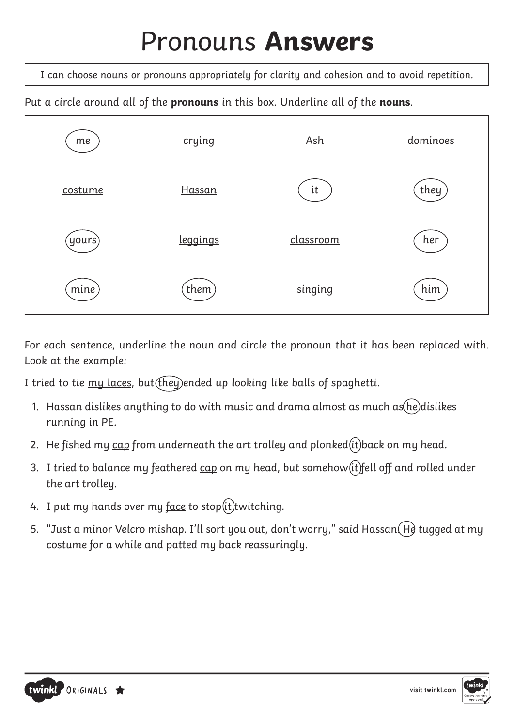# Pronouns **Answers**

I can choose nouns or pronouns appropriately for clarity and cohesion and to avoid repetition.

Put a circle around all of the **pronouns** in this box. Underline all of the **nouns**.

| | | | |
|---|---|---|---|
| (me) | crying | <u>Ash</u> | <u>dominoes</u> |
| <u>costume</u> | <u>Hassan</u> | (it) | (they) |
| (yours) | <u>leggings</u> | <u>classroom</u> | (her) |
| (mine) | (them) | singing | (him) |

For each sentence, underline the noun and circle the pronoun that it has been replaced with. Look at the example:

I tried to tie <u>my laces</u>, but (they) ended up looking like balls of spaghetti.

1. <u>Hassan</u> dislikes anything to do with music and drama almost as much as (he) dislikes running in PE.
2. He fished my <u>cap</u> from underneath the art trolley and plonked (it) back on my head.
3. I tried to balance my feathered <u>cap</u> on my head, but somehow (it) fell off and rolled under the art trolley.
4. I put my hands over my <u>face</u> to stop (it) twitching.
5. "Just a minor Velcro mishap. I'll sort you out, don't worry," said <u>Hassan</u>. (He) tugged at my costume for a while and patted my back reassuringly.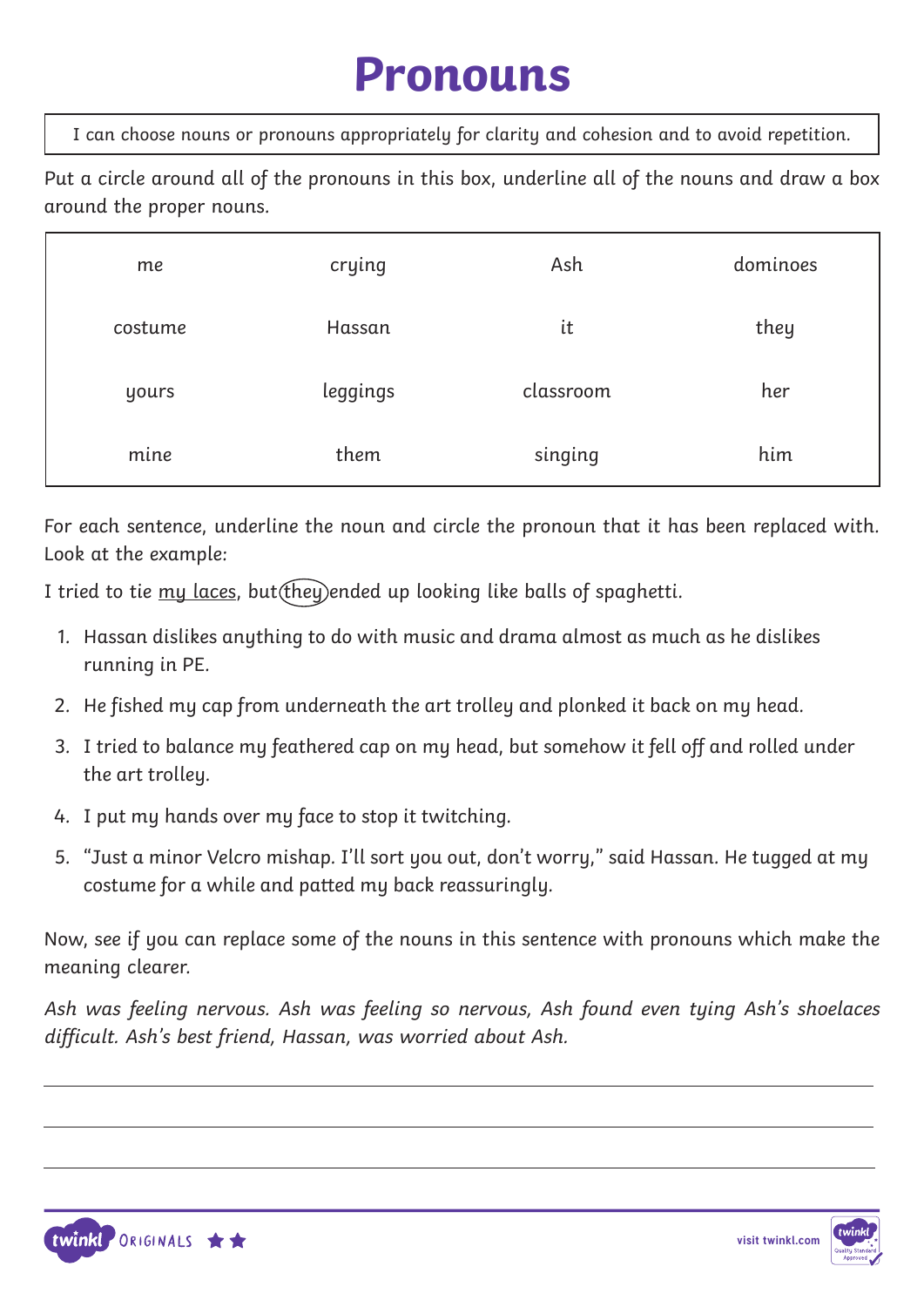# Pronouns

I can choose nouns or pronouns appropriately for clarity and cohesion and to avoid repetition.

Put a circle around all of the pronouns in this box, underline all of the nouns and draw a box around the proper nouns.

| | | | |
|---|---|---|---|
| me | crying | Ash | dominoes |
| costume | Hassan | it | they |
| yours | leggings | classroom | her |
| mine | them | singing | him |

For each sentence, underline the noun and circle the pronoun that it has been replaced with. Look at the example:

I tried to tie <u>my laces</u>, but (they) ended up looking like balls of spaghetti.

1. Hassan dislikes anything to do with music and drama almost as much as he dislikes running in PE.
2. He fished my cap from underneath the art trolley and plonked it back on my head.
3. I tried to balance my feathered cap on my head, but somehow it fell off and rolled under the art trolley.
4. I put my hands over my face to stop it twitching.
5. "Just a minor Velcro mishap. I'll sort you out, don't worry," said Hassan. He tugged at my costume for a while and patted my back reassuringly.

Now, see if you can replace some of the nouns in this sentence with pronouns which make the meaning clearer.

*Ash was feeling nervous. Ash was feeling so nervous, Ash found even tying Ash's shoelaces difficult. Ash's best friend, Hassan, was worried about Ash.*

_______________________________________________

_______________________________________________

_______________________________________________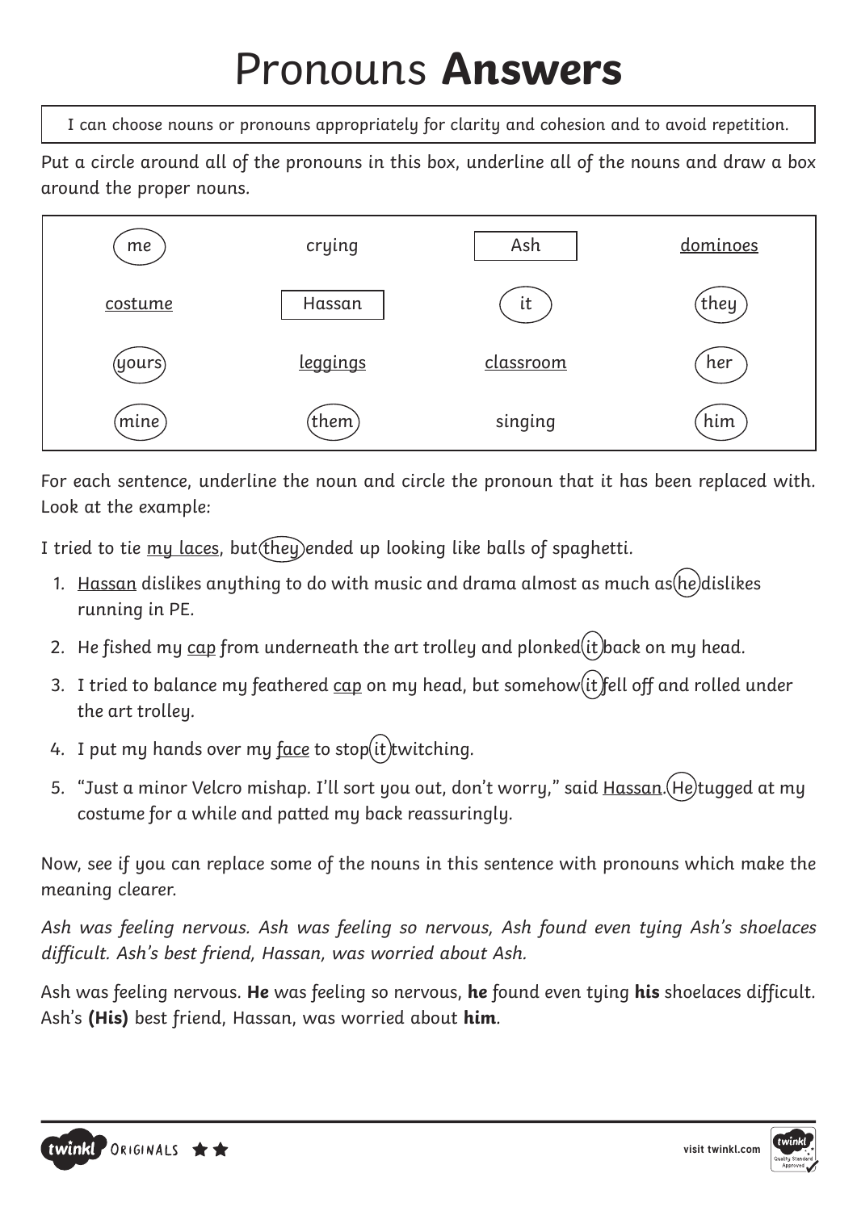# Pronouns **Answers**

I can choose nouns or pronouns appropriately for clarity and cohesion and to avoid repetition.

Put a circle around all of the pronouns in this box, underline all of the nouns and draw a box around the proper nouns.

| | | | |
|---|---|---|---|
| (me) | crying | [Ash] | <u>dominoes</u> |
| <u>costume</u> | [Hassan] | (it) | (they) |
| (yours) | <u>leggings</u> | <u>classroom</u> | (her) |
| (mine) | (them) | singing | (him) |

For each sentence, underline the noun and circle the pronoun that it has been replaced with. Look at the example:

I tried to tie <u>my laces</u>, but (they) ended up looking like balls of spaghetti.

1. <u>Hassan</u> dislikes anything to do with music and drama almost as much as (he) dislikes running in PE.
2. He fished my <u>cap</u> from underneath the art trolley and plonked (it) back on my head.
3. I tried to balance my feathered <u>cap</u> on my head, but somehow (it) fell off and rolled under the art trolley.
4. I put my hands over my <u>face</u> to stop (it) twitching.
5. "Just a minor Velcro mishap. I'll sort you out, don't worry," said <u>Hassan</u>. (He) tugged at my costume for a while and patted my back reassuringly.

Now, see if you can replace some of the nouns in this sentence with pronouns which make the meaning clearer.

*Ash was feeling nervous. Ash was feeling so nervous, Ash found even tying Ash's shoelaces difficult. Ash's best friend, Hassan, was worried about Ash.*

Ash was feeling nervous. **He** was feeling so nervous, **he** found even tying **his** shoelaces difficult. Ash's **(His)** best friend, Hassan, was worried about **him**.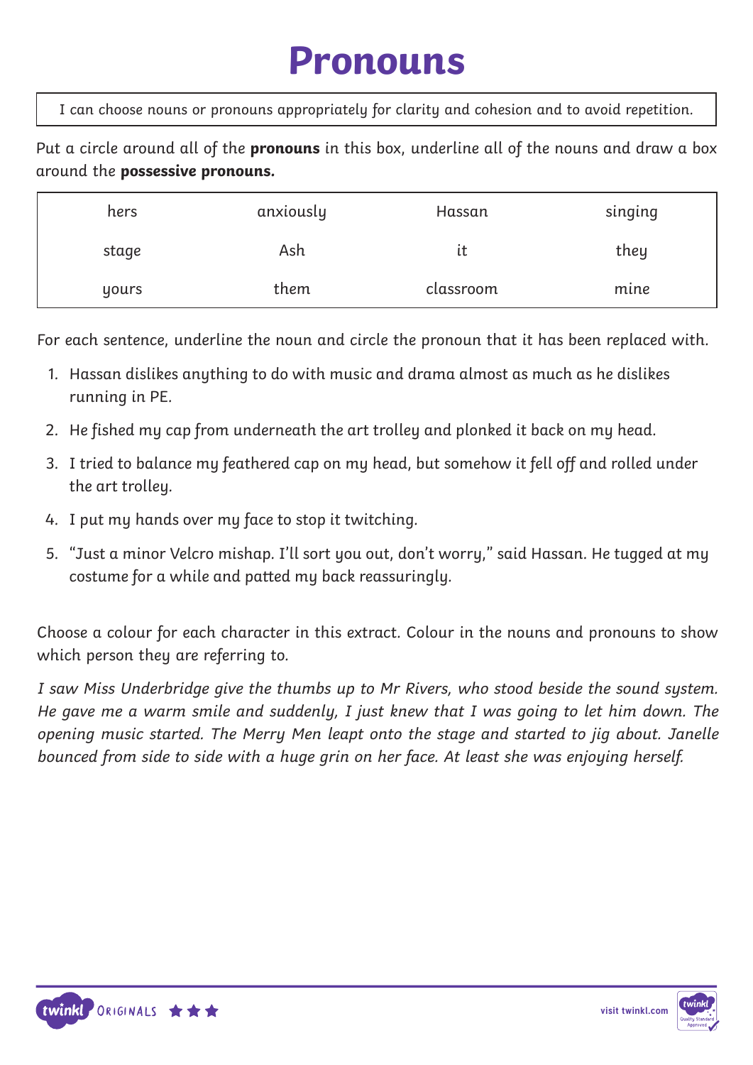# Pronouns

| I can choose nouns or pronouns appropriately for clarity and cohesion and to avoid repetition. |
| --- |

Put a circle around all of the **pronouns** in this box, underline all of the nouns and draw a box around the **possessive pronouns.**

| hers | anxiously | Hassan | singing |
| --- | --- | --- | --- |
| stage | Ash | it | they |
| yours | them | classroom | mine |

For each sentence, underline the noun and circle the pronoun that it has been replaced with.

1. Hassan dislikes anything to do with music and drama almost as much as he dislikes running in PE.
2. He fished my cap from underneath the art trolley and plonked it back on my head.
3. I tried to balance my feathered cap on my head, but somehow it fell off and rolled under the art trolley.
4. I put my hands over my face to stop it twitching.
5. “Just a minor Velcro mishap. I’ll sort you out, don’t worry,” said Hassan. He tugged at my costume for a while and patted my back reassuringly.

Choose a colour for each character in this extract. Colour in the nouns and pronouns to show which person they are referring to.

*I saw Miss Underbridge give the thumbs up to Mr Rivers, who stood beside the sound system. He gave me a warm smile and suddenly, I just knew that I was going to let him down. The opening music started. The Merry Men leapt onto the stage and started to jig about. Janelle bounced from side to side with a huge grin on her face. At least she was enjoying herself.*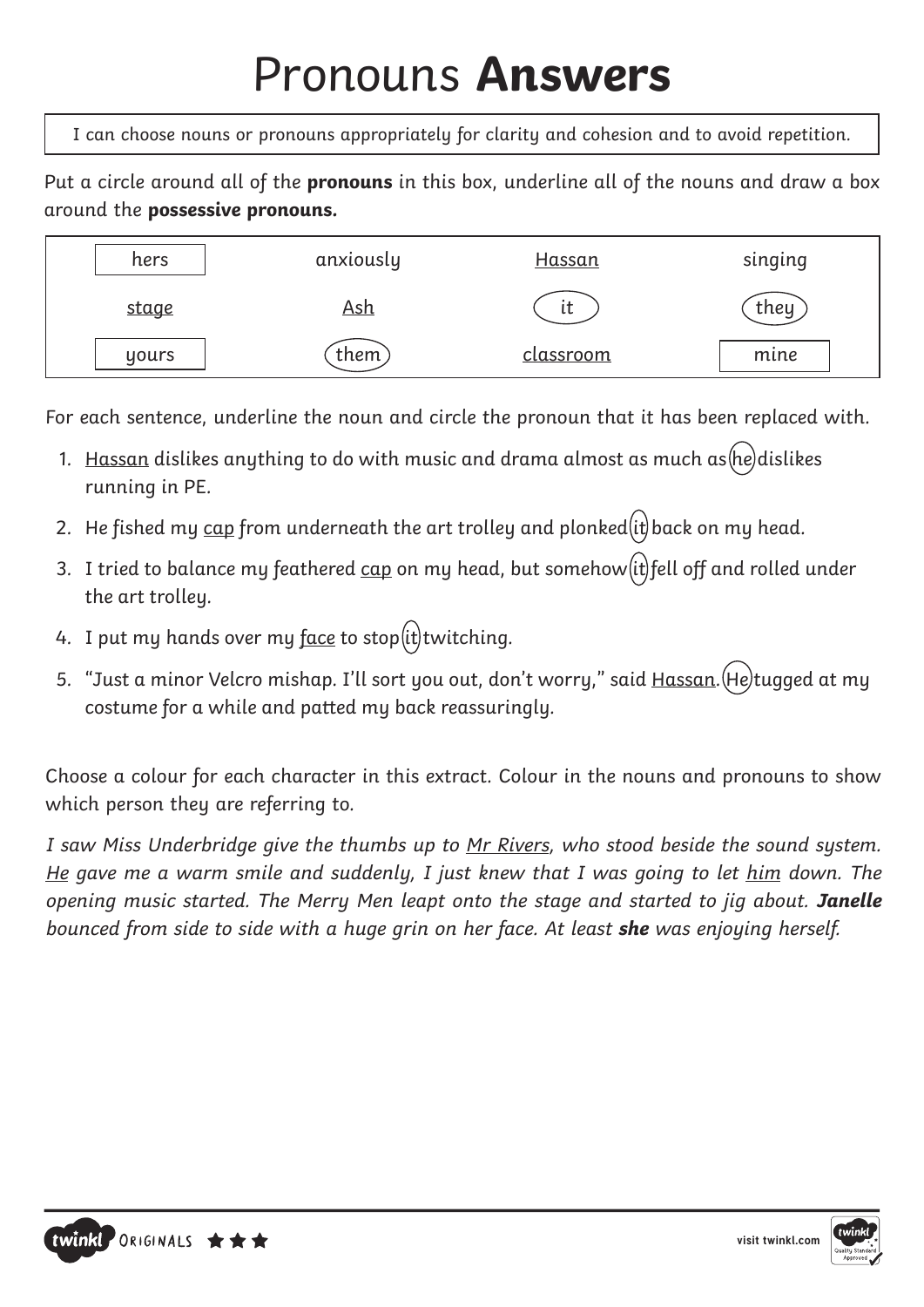# Pronouns **Answers**

I can choose nouns or pronouns appropriately for clarity and cohesion and to avoid repetition.

Put a circle around all of the **pronouns** in this box, underline all of the nouns and draw a box around the **possessive pronouns.**

| | | | |
|---|---|---|---|
| hers | anxiously | Hassan | singing |
| stage | Ash | it | they |
| yours | them | classroom | mine |

For each sentence, underline the noun and circle the pronoun that it has been replaced with.

1. Hassan dislikes anything to do with music and drama almost as much as he dislikes running in PE.
2. He fished my cap from underneath the art trolley and plonked it back on my head.
3. I tried to balance my feathered cap on my head, but somehow it fell off and rolled under the art trolley.
4. I put my hands over my face to stop it twitching.
5. "Just a minor Velcro mishap. I'll sort you out, don't worry," said Hassan. He tugged at my costume for a while and patted my back reassuringly.

Choose a colour for each character in this extract. Colour in the nouns and pronouns to show which person they are referring to.

*I saw Miss Underbridge give the thumbs up to Mr Rivers, who stood beside the sound system. He gave me a warm smile and suddenly, I just knew that I was going to let him down. The opening music started. The Merry Men leapt onto the stage and started to jig about.* ***Janelle*** *bounced from side to side with a huge grin on her face. At least* ***she*** *was enjoying herself.*